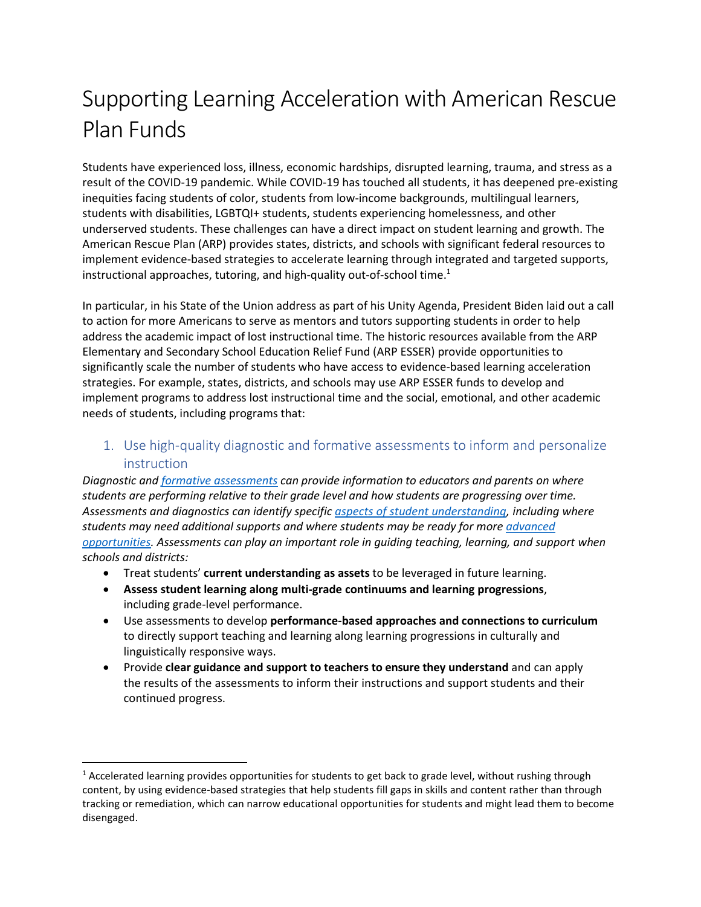# Supporting Learning Acceleration with American Rescue Plan Funds

Students have experienced loss, illness, economic hardships, disrupted learning, trauma, and stress as a result of the COVID-19 pandemic. While COVID-19 has touched all students, it has deepened pre-existing inequities facing students of color, students from low-income backgrounds, multilingual learners, students with disabilities, LGBTQI+ students, students experiencing homelessness, and other underserved students. These challenges can have a direct impact on student learning and growth. The American Rescue Plan (ARP) provides states, districts, and schools with significant federal resources to implement evidence-based strategies to accelerate learning through integrated and targeted supports, instructional approaches, tutoring, and high-quality out-of-school time.[1]

In particular, in his State of the Union address as part of his Unity Agenda, President Biden laid out a call to action for more Americans to serve as mentors and tutors supporting students in order to help address the academic impact of lost instructional time. The historic resources available from the ARP Elementary and Secondary School Education Relief Fund (ARP ESSER) provide opportunities to significantly scale the number of students who have access to evidence-based learning acceleration strategies. For example, states, districts, and schools may use ARP ESSER funds to develop and implement programs to address lost instructional time and the social, emotional, and other academic needs of students, including programs that:

## 1. Use high-quality diagnostic and formative assessments to inform and personalize instruction

*Diagnostic and formative assessments can provide information to educators and parents on where students are performing relative to their grade level and how students are progressing over time. Assessments and diagnostics can identify specific aspects of student understanding, including where students may need additional supports and where students may be ready for more advanced opportunities. Assessments can play an important role in guiding teaching, learning, and support when schools and districts:*

- Treat students' **current understanding as assets** to be leveraged in future learning.
- **Assess student learning along multi-grade continuums and learning progressions**, including grade-level performance.
- Use assessments to develop **performance-based approaches and connections to curriculum** to directly support teaching and learning along learning progressions in culturally and linguistically responsive ways.
- Provide **clear guidance and support to teachers to ensure they understand** and can apply the results of the assessments to inform their instructions and support students and their continued progress.

---

[1] Accelerated learning provides opportunities for students to get back to grade level, without rushing through content, by using evidence-based strategies that help students fill gaps in skills and content rather than through tracking or remediation, which can narrow educational opportunities for students and might lead them to become disengaged.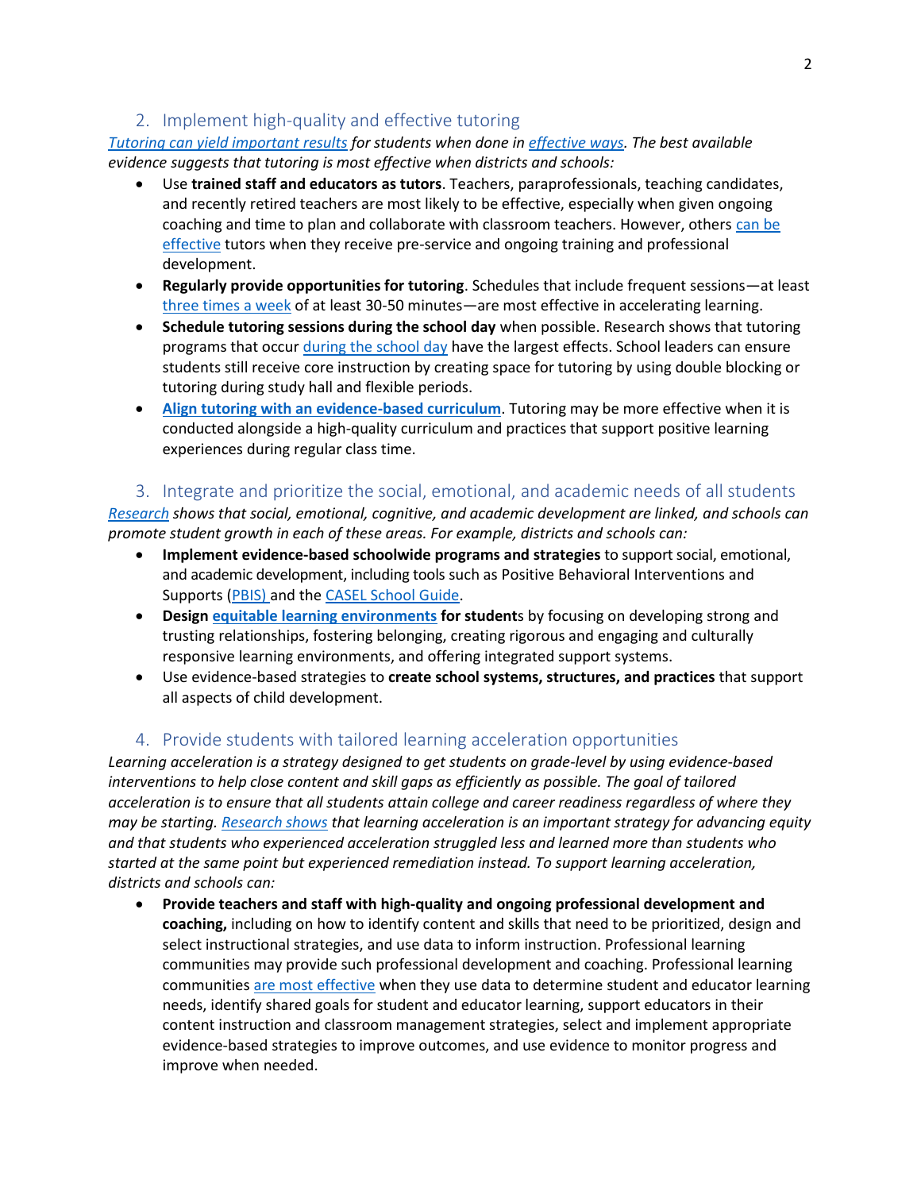## 2. Implement high-quality and effective tutoring

*Tutoring can yield important results for students when done in effective ways. The best available evidence suggests that tutoring is most effective when districts and schools:*

- Use **trained staff and educators as tutors**. Teachers, paraprofessionals, teaching candidates, and recently retired teachers are most likely to be effective, especially when given ongoing coaching and time to plan and collaborate with classroom teachers. However, others can be effective tutors when they receive pre-service and ongoing training and professional development.
- **Regularly provide opportunities for tutoring**. Schedules that include frequent sessions—at least three times a week of at least 30-50 minutes—are most effective in accelerating learning.
- **Schedule tutoring sessions during the school day** when possible. Research shows that tutoring programs that occur during the school day have the largest effects. School leaders can ensure students still receive core instruction by creating space for tutoring by using double blocking or tutoring during study hall and flexible periods.
- **Align tutoring with an evidence-based curriculum**. Tutoring may be more effective when it is conducted alongside a high-quality curriculum and practices that support positive learning experiences during regular class time.

## 3. Integrate and prioritize the social, emotional, and academic needs of all students

*Research shows that social, emotional, cognitive, and academic development are linked, and schools can promote student growth in each of these areas. For example, districts and schools can:*

- **Implement evidence-based schoolwide programs and strategies** to support social, emotional, and academic development, including tools such as Positive Behavioral Interventions and Supports (PBIS) and the CASEL School Guide.
- **Design equitable learning environments for students** by focusing on developing strong and trusting relationships, fostering belonging, creating rigorous and engaging and culturally responsive learning environments, and offering integrated support systems.
- Use evidence-based strategies to **create school systems, structures, and practices** that support all aspects of child development.

## 4. Provide students with tailored learning acceleration opportunities

*Learning acceleration is a strategy designed to get students on grade-level by using evidence-based interventions to help close content and skill gaps as efficiently as possible. The goal of tailored acceleration is to ensure that all students attain college and career readiness regardless of where they may be starting. Research shows that learning acceleration is an important strategy for advancing equity and that students who experienced acceleration struggled less and learned more than students who started at the same point but experienced remediation instead. To support learning acceleration, districts and schools can:*

- **Provide teachers and staff with high-quality and ongoing professional development and coaching,** including on how to identify content and skills that need to be prioritized, design and select instructional strategies, and use data to inform instruction. Professional learning communities may provide such professional development and coaching. Professional learning communities are most effective when they use data to determine student and educator learning needs, identify shared goals for student and educator learning, support educators in their content instruction and classroom management strategies, select and implement appropriate evidence-based strategies to improve outcomes, and use evidence to monitor progress and improve when needed.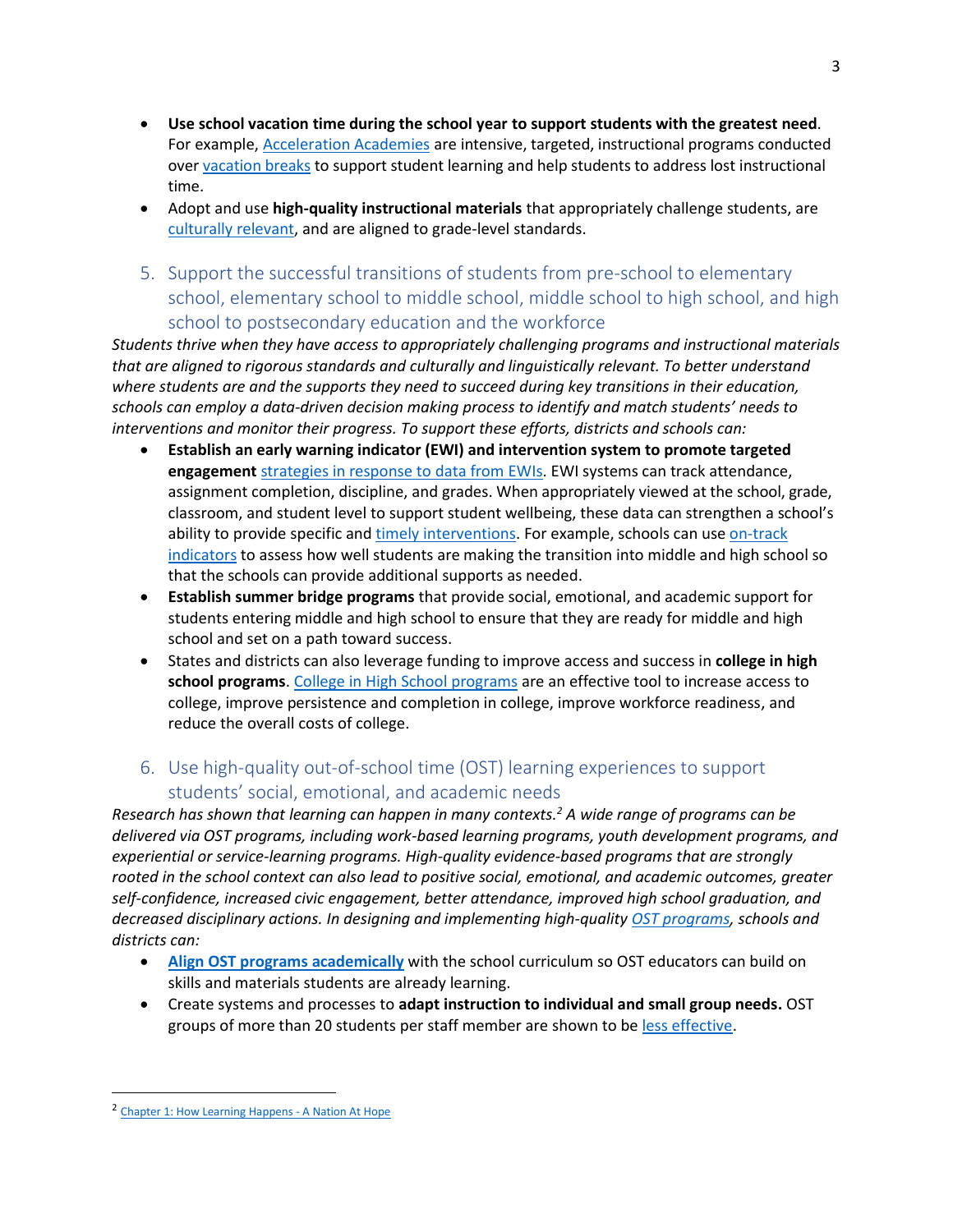- **Use school vacation time during the school year to support students with the greatest need**. For example, Acceleration Academies are intensive, targeted, instructional programs conducted over vacation breaks to support student learning and help students to address lost instructional time.
- Adopt and use **high-quality instructional materials** that appropriately challenge students, are culturally relevant, and are aligned to grade-level standards.

## 5. Support the successful transitions of students from pre-school to elementary school, elementary school to middle school, middle school to high school, and high school to postsecondary education and the workforce

*Students thrive when they have access to appropriately challenging programs and instructional materials that are aligned to rigorous standards and culturally and linguistically relevant. To better understand where students are and the supports they need to succeed during key transitions in their education, schools can employ a data-driven decision making process to identify and match students' needs to interventions and monitor their progress. To support these efforts, districts and schools can:*

- **Establish an early warning indicator (EWI) and intervention system to promote targeted engagement** strategies in response to data from EWIs. EWI systems can track attendance, assignment completion, discipline, and grades. When appropriately viewed at the school, grade, classroom, and student level to support student wellbeing, these data can strengthen a school's ability to provide specific and timely interventions. For example, schools can use on-track indicators to assess how well students are making the transition into middle and high school so that the schools can provide additional supports as needed.
- **Establish summer bridge programs** that provide social, emotional, and academic support for students entering middle and high school to ensure that they are ready for middle and high school and set on a path toward success.
- States and districts can also leverage funding to improve access and success in **college in high school programs**. College in High School programs are an effective tool to increase access to college, improve persistence and completion in college, improve workforce readiness, and reduce the overall costs of college.

## 6. Use high-quality out-of-school time (OST) learning experiences to support students' social, emotional, and academic needs

*Research has shown that learning can happen in many contexts.[2] A wide range of programs can be delivered via OST programs, including work-based learning programs, youth development programs, and experiential or service-learning programs. High-quality evidence-based programs that are strongly rooted in the school context can also lead to positive social, emotional, and academic outcomes, greater self-confidence, increased civic engagement, better attendance, improved high school graduation, and decreased disciplinary actions. In designing and implementing high-quality OST programs, schools and districts can:*

- **Align OST programs academically** with the school curriculum so OST educators can build on skills and materials students are already learning.
- Create systems and processes to **adapt instruction to individual and small group needs.** OST groups of more than 20 students per staff member are shown to be less effective.

---

[2] Chapter 1: How Learning Happens - A Nation At Hope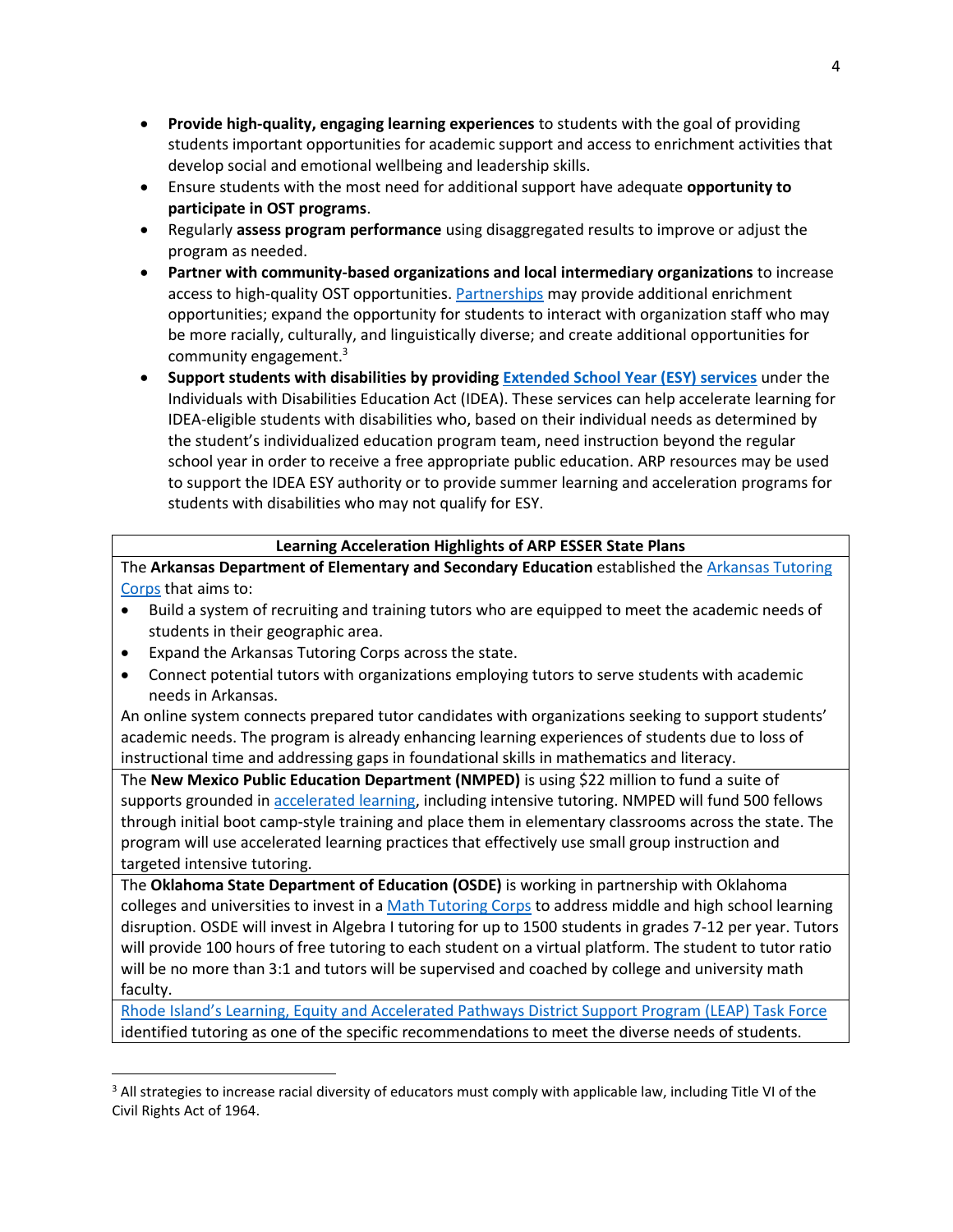- **Provide high-quality, engaging learning experiences** to students with the goal of providing students important opportunities for academic support and access to enrichment activities that develop social and emotional wellbeing and leadership skills.
- Ensure students with the most need for additional support have adequate **opportunity to participate in OST programs**.
- Regularly **assess program performance** using disaggregated results to improve or adjust the program as needed.
- **Partner with community-based organizations and local intermediary organizations** to increase access to high-quality OST opportunities. Partnerships may provide additional enrichment opportunities; expand the opportunity for students to interact with organization staff who may be more racially, culturally, and linguistically diverse; and create additional opportunities for community engagement.[3]
- **Support students with disabilities by providing Extended School Year (ESY) services** under the Individuals with Disabilities Education Act (IDEA). These services can help accelerate learning for IDEA-eligible students with disabilities who, based on their individual needs as determined by the student's individualized education program team, need instruction beyond the regular school year in order to receive a free appropriate public education. ARP resources may be used to support the IDEA ESY authority or to provide summer learning and acceleration programs for students with disabilities who may not qualify for ESY.

| **Learning Acceleration Highlights of ARP ESSER State Plans** |
| --- |
| The **Arkansas Department of Elementary and Secondary Education** established the Arkansas Tutoring Corps that aims to:<br>• Build a system of recruiting and training tutors who are equipped to meet the academic needs of students in their geographic area.<br>• Expand the Arkansas Tutoring Corps across the state.<br>• Connect potential tutors with organizations employing tutors to serve students with academic needs in Arkansas.<br>An online system connects prepared tutor candidates with organizations seeking to support students' academic needs. The program is already enhancing learning experiences of students due to loss of instructional time and addressing gaps in foundational skills in mathematics and literacy. |
| The **New Mexico Public Education Department (NMPED)** is using $22 million to fund a suite of supports grounded in accelerated learning, including intensive tutoring. NMPED will fund 500 fellows through initial boot camp-style training and place them in elementary classrooms across the state. The program will use accelerated learning practices that effectively use small group instruction and targeted intensive tutoring. |
| The **Oklahoma State Department of Education (OSDE)** is working in partnership with Oklahoma colleges and universities to invest in a Math Tutoring Corps to address middle and high school learning disruption. OSDE will invest in Algebra I tutoring for up to 1500 students in grades 7-12 per year. Tutors will provide 100 hours of free tutoring to each student on a virtual platform. The student to tutor ratio will be no more than 3:1 and tutors will be supervised and coached by college and university math faculty. |
| Rhode Island's Learning, Equity and Accelerated Pathways District Support Program (LEAP) Task Force identified tutoring as one of the specific recommendations to meet the diverse needs of students. |

[3] All strategies to increase racial diversity of educators must comply with applicable law, including Title VI of the Civil Rights Act of 1964.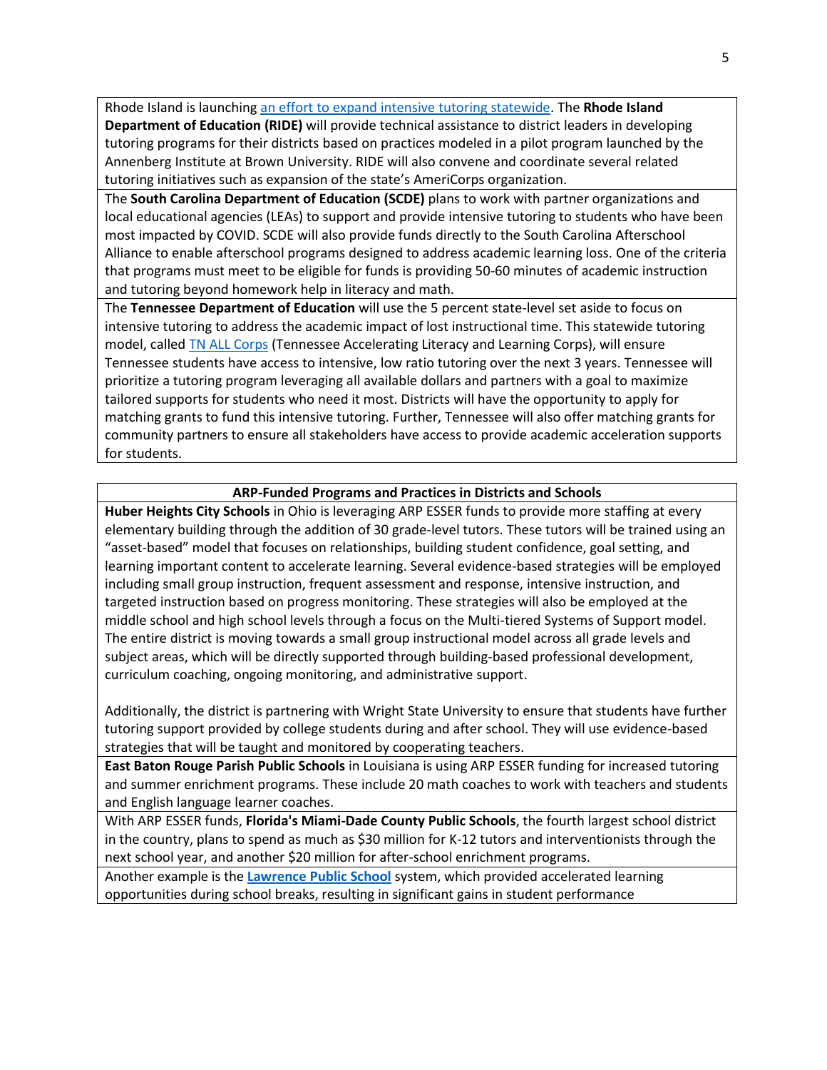Rhode Island is launching an effort to expand intensive tutoring statewide. The **Rhode Island Department of Education (RIDE)** will provide technical assistance to district leaders in developing tutoring programs for their districts based on practices modeled in a pilot program launched by the Annenberg Institute at Brown University. RIDE will also convene and coordinate several related tutoring initiatives such as expansion of the state's AmeriCorps organization.

The **South Carolina Department of Education (SCDE)** plans to work with partner organizations and local educational agencies (LEAs) to support and provide intensive tutoring to students who have been most impacted by COVID. SCDE will also provide funds directly to the South Carolina Afterschool Alliance to enable afterschool programs designed to address academic learning loss. One of the criteria that programs must meet to be eligible for funds is providing 50-60 minutes of academic instruction and tutoring beyond homework help in literacy and math.

The **Tennessee Department of Education** will use the 5 percent state-level set aside to focus on intensive tutoring to address the academic impact of lost instructional time. This statewide tutoring model, called TN ALL Corps (Tennessee Accelerating Literacy and Learning Corps), will ensure Tennessee students have access to intensive, low ratio tutoring over the next 3 years. Tennessee will prioritize a tutoring program leveraging all available dollars and partners with a goal to maximize tailored supports for students who need it most. Districts will have the opportunity to apply for matching grants to fund this intensive tutoring. Further, Tennessee will also offer matching grants for community partners to ensure all stakeholders have access to provide academic acceleration supports for students.

**ARP-Funded Programs and Practices in Districts and Schools**

**Huber Heights City Schools** in Ohio is leveraging ARP ESSER funds to provide more staffing at every elementary building through the addition of 30 grade-level tutors. These tutors will be trained using an "asset-based" model that focuses on relationships, building student confidence, goal setting, and learning important content to accelerate learning. Several evidence-based strategies will be employed including small group instruction, frequent assessment and response, intensive instruction, and targeted instruction based on progress monitoring. These strategies will also be employed at the middle school and high school levels through a focus on the Multi-tiered Systems of Support model. The entire district is moving towards a small group instructional model across all grade levels and subject areas, which will be directly supported through building-based professional development, curriculum coaching, ongoing monitoring, and administrative support.

Additionally, the district is partnering with Wright State University to ensure that students have further tutoring support provided by college students during and after school. They will use evidence-based strategies that will be taught and monitored by cooperating teachers.

**East Baton Rouge Parish Public Schools** in Louisiana is using ARP ESSER funding for increased tutoring and summer enrichment programs. These include 20 math coaches to work with teachers and students and English language learner coaches.

With ARP ESSER funds, **Florida's Miami-Dade County Public Schools**, the fourth largest school district in the country, plans to spend as much as $30 million for K-12 tutors and interventionists through the next school year, and another $20 million for after-school enrichment programs.

Another example is the **Lawrence Public School** system, which provided accelerated learning opportunities during school breaks, resulting in significant gains in student performance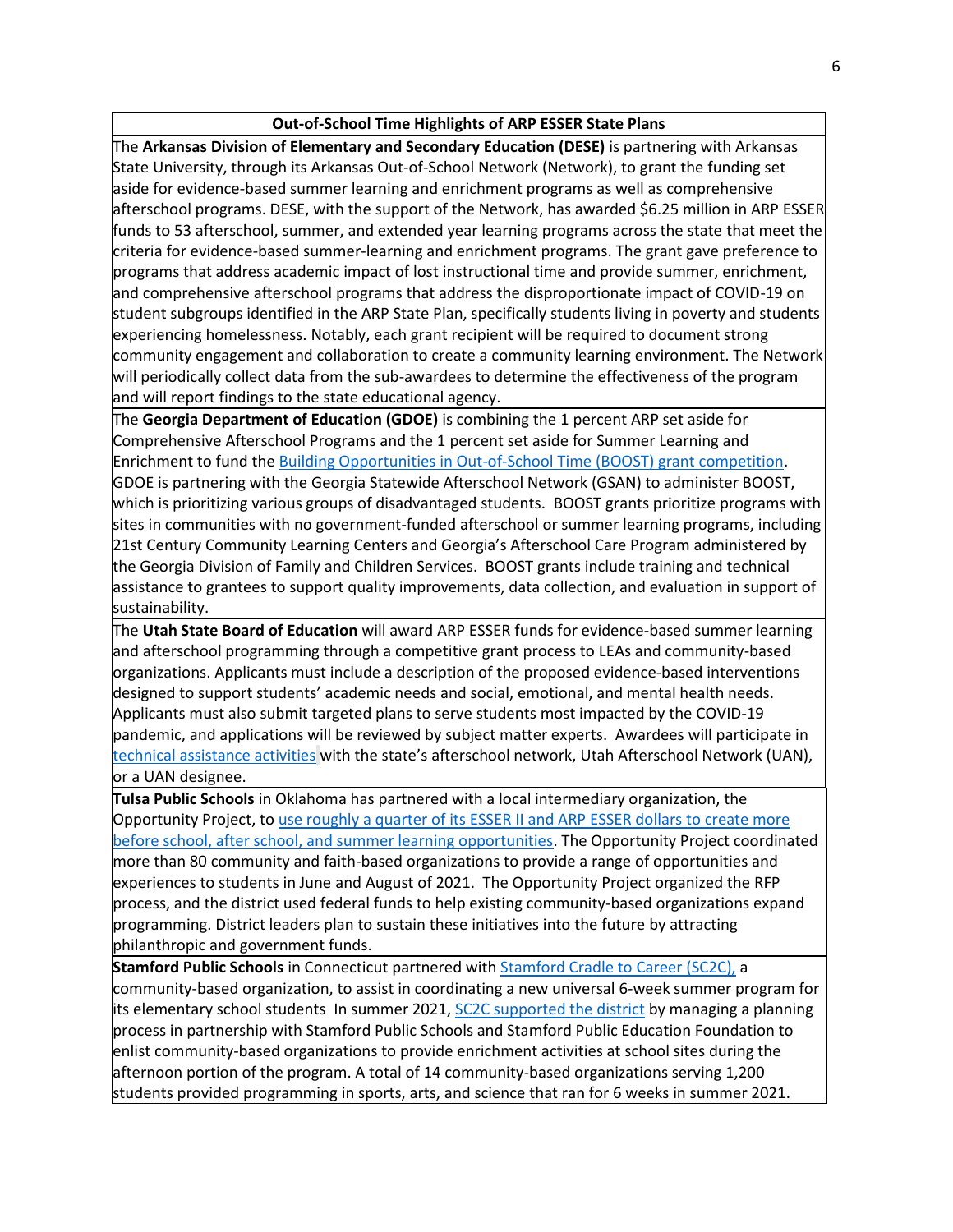| Out-of-School Time Highlights of ARP ESSER State Plans |
| --- |
| The **Arkansas Division of Elementary and Secondary Education (DESE)** is partnering with Arkansas State University, through its Arkansas Out-of-School Network (Network), to grant the funding set aside for evidence-based summer learning and enrichment programs as well as comprehensive afterschool programs. DESE, with the support of the Network, has awarded $6.25 million in ARP ESSER funds to 53 afterschool, summer, and extended year learning programs across the state that meet the criteria for evidence-based summer-learning and enrichment programs. The grant gave preference to programs that address academic impact of lost instructional time and provide summer, enrichment, and comprehensive afterschool programs that address the disproportionate impact of COVID-19 on student subgroups identified in the ARP State Plan, specifically students living in poverty and students experiencing homelessness. Notably, each grant recipient will be required to document strong community engagement and collaboration to create a community learning environment. The Network will periodically collect data from the sub-awardees to determine the effectiveness of the program and will report findings to the state educational agency. |
| The **Georgia Department of Education (GDOE)** is combining the 1 percent ARP set aside for Comprehensive Afterschool Programs and the 1 percent set aside for Summer Learning and Enrichment to fund the Building Opportunities in Out-of-School Time (BOOST) grant competition. GDOE is partnering with the Georgia Statewide Afterschool Network (GSAN) to administer BOOST, which is prioritizing various groups of disadvantaged students. BOOST grants prioritize programs with sites in communities with no government-funded afterschool or summer learning programs, including 21st Century Community Learning Centers and Georgia's Afterschool Care Program administered by the Georgia Division of Family and Children Services. BOOST grants include training and technical assistance to grantees to support quality improvements, data collection, and evaluation in support of sustainability. |
| The **Utah State Board of Education** will award ARP ESSER funds for evidence-based summer learning and afterschool programming through a competitive grant process to LEAs and community-based organizations. Applicants must include a description of the proposed evidence-based interventions designed to support students' academic needs and social, emotional, and mental health needs. Applicants must also submit targeted plans to serve students most impacted by the COVID-19 pandemic, and applications will be reviewed by subject matter experts. Awardees will participate in technical assistance activities with the state's afterschool network, Utah Afterschool Network (UAN), or a UAN designee. |
| **Tulsa Public Schools** in Oklahoma has partnered with a local intermediary organization, the Opportunity Project, to use roughly a quarter of its ESSER II and ARP ESSER dollars to create more before school, after school, and summer learning opportunities. The Opportunity Project coordinated more than 80 community and faith-based organizations to provide a range of opportunities and experiences to students in June and August of 2021. The Opportunity Project organized the RFP process, and the district used federal funds to help existing community-based organizations expand programming. District leaders plan to sustain these initiatives into the future by attracting philanthropic and government funds. |
| **Stamford Public Schools** in Connecticut partnered with Stamford Cradle to Career (SC2C), a community-based organization, to assist in coordinating a new universal 6-week summer program for its elementary school students In summer 2021, SC2C supported the district by managing a planning process in partnership with Stamford Public Schools and Stamford Public Education Foundation to enlist community-based organizations to provide enrichment activities at school sites during the afternoon portion of the program. A total of 14 community-based organizations serving 1,200 students provided programming in sports, arts, and science that ran for 6 weeks in summer 2021. |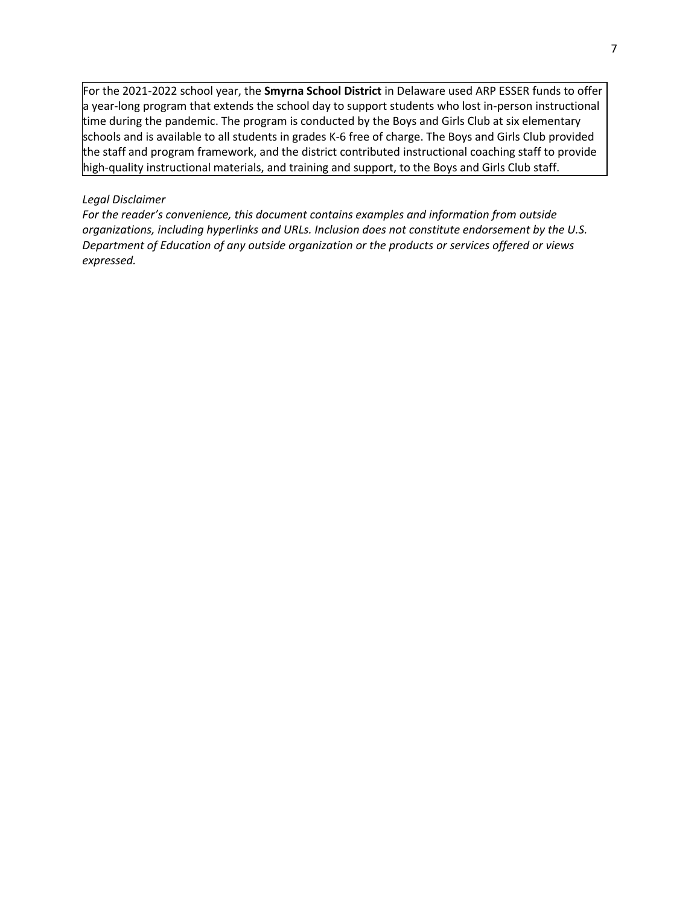For the 2021-2022 school year, the **Smyrna School District** in Delaware used ARP ESSER funds to offer a year-long program that extends the school day to support students who lost in-person instructional time during the pandemic. The program is conducted by the Boys and Girls Club at six elementary schools and is available to all students in grades K-6 free of charge. The Boys and Girls Club provided the staff and program framework, and the district contributed instructional coaching staff to provide high-quality instructional materials, and training and support, to the Boys and Girls Club staff.

*Legal Disclaimer*

*For the reader's convenience, this document contains examples and information from outside organizations, including hyperlinks and URLs. Inclusion does not constitute endorsement by the U.S. Department of Education of any outside organization or the products or services offered or views expressed.*